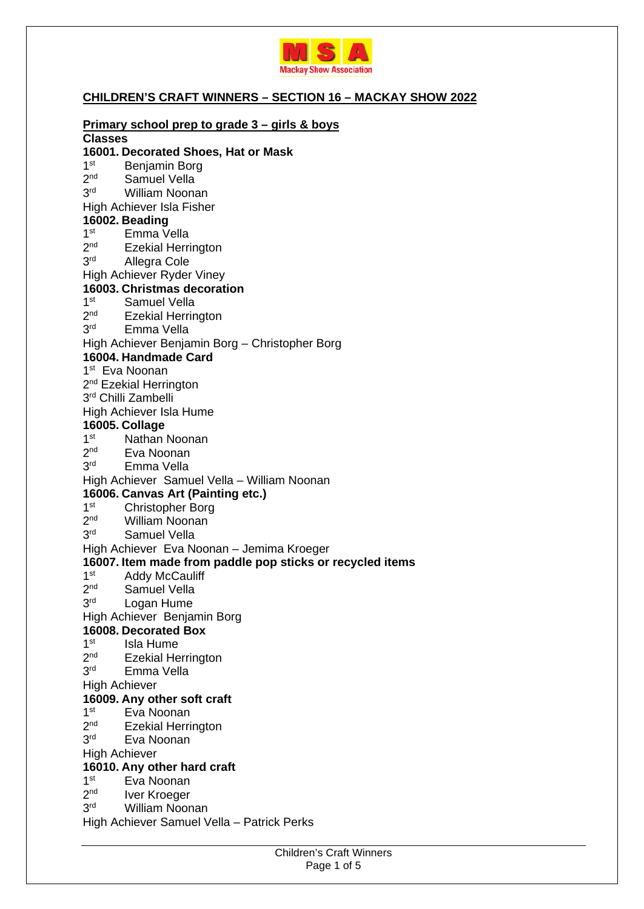Mackay Show Association

## CHILDREN'S CRAFT WINNERS – SECTION 16 – MACKAY SHOW 2022

### Primary school prep to grade 3 – girls & boys

**Classes**

**16001. Decorated Shoes, Hat or Mask**

1st Benjamin Borg
2nd Samuel Vella
3rd William Noonan
High Achiever Isla Fisher

**16002. Beading**

1st Emma Vella
2nd Ezekial Herrington
3rd Allegra Cole
High Achiever Ryder Viney

**16003. Christmas decoration**

1st Samuel Vella
2nd Ezekial Herrington
3rd Emma Vella
High Achiever Benjamin Borg – Christopher Borg

**16004. Handmade Card**

1st Eva Noonan
2nd Ezekial Herrington
3rd Chilli Zambelli
High Achiever Isla Hume

**16005. Collage**

1st Nathan Noonan
2nd Eva Noonan
3rd Emma Vella
High Achiever Samuel Vella – William Noonan

**16006. Canvas Art (Painting etc.)**

1st Christopher Borg
2nd William Noonan
3rd Samuel Vella
High Achiever Eva Noonan – Jemima Kroeger

**16007. Item made from paddle pop sticks or recycled items**

1st Addy McCauliff
2nd Samuel Vella
3rd Logan Hume
High Achiever Benjamin Borg

**16008. Decorated Box**

1st Isla Hume
2nd Ezekial Herrington
3rd Emma Vella
High Achiever

**16009. Any other soft craft**

1st Eva Noonan
2nd Ezekial Herrington
3rd Eva Noonan
High Achiever

**16010. Any other hard craft**

1st Eva Noonan
2nd Iver Kroeger
3rd William Noonan
High Achiever Samuel Vella – Patrick Perks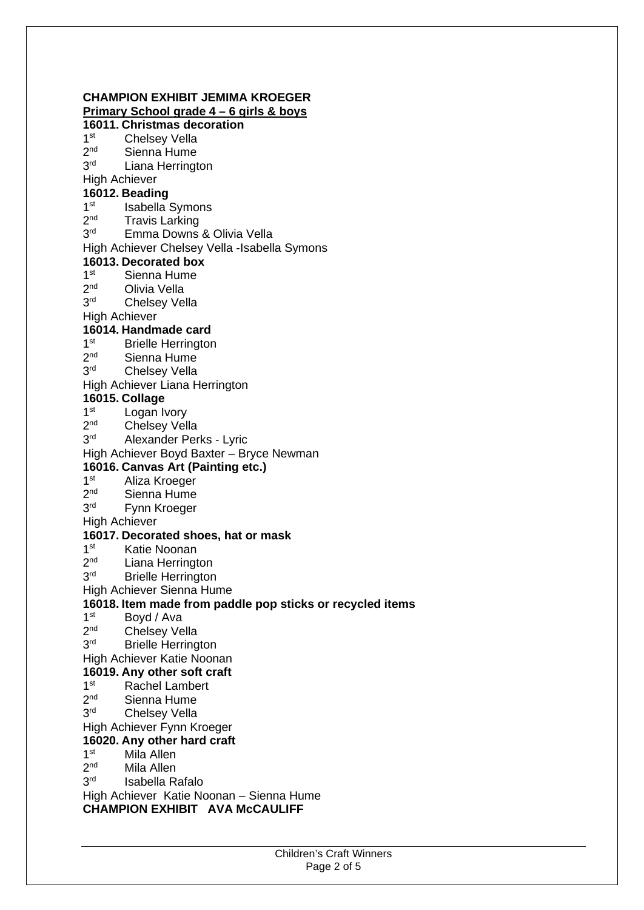**CHAMPION EXHIBIT JEMIMA KROEGER**

**Primary School grade 4 – 6 girls & boys**

**16011. Christmas decoration**

1st Chelsey Vella
2nd Sienna Hume
3rd Liana Herrington
High Achiever

**16012. Beading**

1st Isabella Symons
2nd Travis Larking
3rd Emma Downs & Olivia Vella
High Achiever Chelsey Vella -Isabella Symons

**16013. Decorated box**

1st Sienna Hume
2nd Olivia Vella
3rd Chelsey Vella
High Achiever

**16014. Handmade card**

1st Brielle Herrington
2nd Sienna Hume
3rd Chelsey Vella
High Achiever Liana Herrington

**16015. Collage**

1st Logan Ivory
2nd Chelsey Vella
3rd Alexander Perks - Lyric
High Achiever Boyd Baxter – Bryce Newman

**16016. Canvas Art (Painting etc.)**

1st Aliza Kroeger
2nd Sienna Hume
3rd Fynn Kroeger
High Achiever

**16017. Decorated shoes, hat or mask**

1st Katie Noonan
2nd Liana Herrington
3rd Brielle Herrington
High Achiever Sienna Hume

**16018. Item made from paddle pop sticks or recycled items**

1st Boyd / Ava
2nd Chelsey Vella
3rd Brielle Herrington
High Achiever Katie Noonan

**16019. Any other soft craft**

1st Rachel Lambert
2nd Sienna Hume
3rd Chelsey Vella
High Achiever Fynn Kroeger

**16020. Any other hard craft**

1st Mila Allen
2nd Mila Allen
3rd Isabella Rafalo
High Achiever Katie Noonan – Sienna Hume

**CHAMPION EXHIBIT AVA McCAULIFF**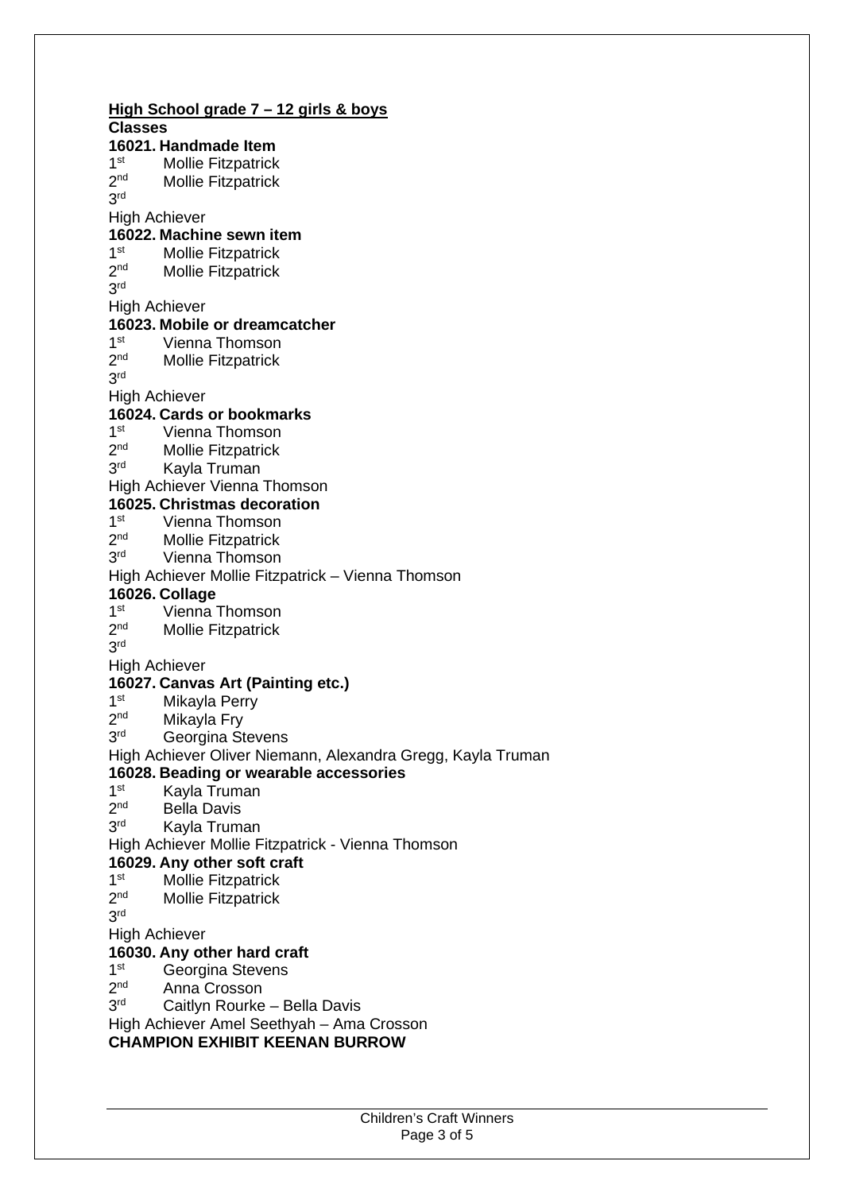**<u>High School grade 7 – 12 girls & boys</u>**

**Classes**

**16021. Handmade Item**

1st Mollie Fitzpatrick
2nd Mollie Fitzpatrick
3rd
High Achiever

**16022. Machine sewn item**

1st Mollie Fitzpatrick
2nd Mollie Fitzpatrick
3rd
High Achiever

**16023. Mobile or dreamcatcher**

1st Vienna Thomson
2nd Mollie Fitzpatrick
3rd
High Achiever

**16024. Cards or bookmarks**

1st Vienna Thomson
2nd Mollie Fitzpatrick
3rd Kayla Truman
High Achiever Vienna Thomson

**16025. Christmas decoration**

1st Vienna Thomson
2nd Mollie Fitzpatrick
3rd Vienna Thomson
High Achiever Mollie Fitzpatrick – Vienna Thomson

**16026. Collage**

1st Vienna Thomson
2nd Mollie Fitzpatrick
3rd
High Achiever

**16027. Canvas Art (Painting etc.)**

1st Mikayla Perry
2nd Mikayla Fry
3rd Georgina Stevens
High Achiever Oliver Niemann, Alexandra Gregg, Kayla Truman

**16028. Beading or wearable accessories**

1st Kayla Truman
2nd Bella Davis
3rd Kayla Truman
High Achiever Mollie Fitzpatrick - Vienna Thomson

**16029. Any other soft craft**

1st Mollie Fitzpatrick
2nd Mollie Fitzpatrick
3rd
High Achiever

**16030. Any other hard craft**

1st Georgina Stevens
2nd Anna Crosson
3rd Caitlyn Rourke – Bella Davis
High Achiever Amel Seethyah – Ama Crosson

**CHAMPION EXHIBIT KEENAN BURROW**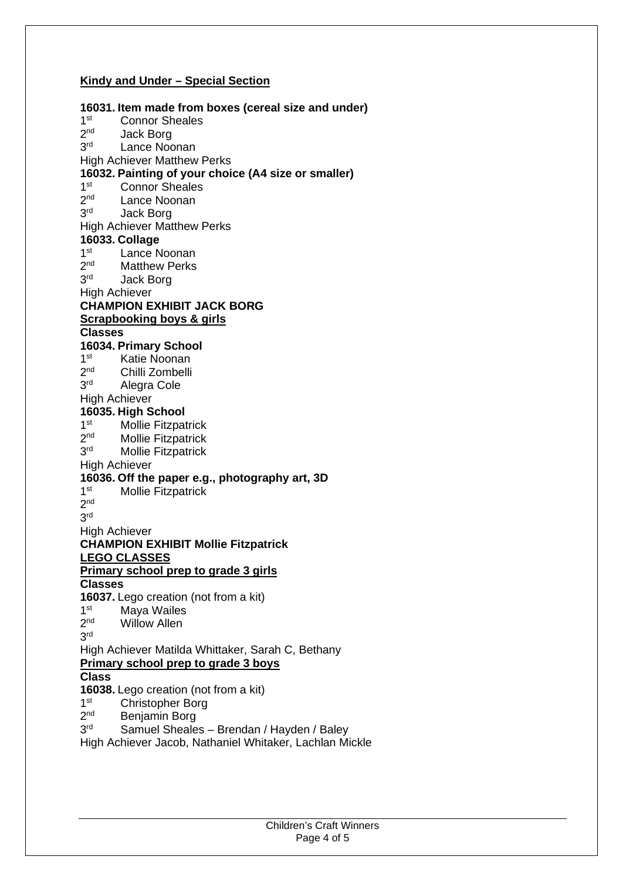**Kindy and Under – Special Section**

**16031. Item made from boxes (cereal size and under)**

1st Connor Sheales
2nd Jack Borg
3rd Lance Noonan
High Achiever Matthew Perks

**16032. Painting of your choice (A4 size or smaller)**

1st Connor Sheales
2nd Lance Noonan
3rd Jack Borg
High Achiever Matthew Perks

**16033. Collage**

1st Lance Noonan
2nd Matthew Perks
3rd Jack Borg
High Achiever

**CHAMPION EXHIBIT JACK BORG**

**Scrapbooking boys & girls**

**Classes**

**16034. Primary School**

1st Katie Noonan
2nd Chilli Zombelli
3rd Alegra Cole
High Achiever

**16035. High School**

1st Mollie Fitzpatrick
2nd Mollie Fitzpatrick
3rd Mollie Fitzpatrick
High Achiever

**16036. Off the paper e.g., photography art, 3D**

1st Mollie Fitzpatrick
2nd
3rd
High Achiever

**CHAMPION EXHIBIT Mollie Fitzpatrick**

**LEGO CLASSES**

**Primary school prep to grade 3 girls**

**Classes**

**16037.** Lego creation (not from a kit)

1st Maya Wailes
2nd Willow Allen
3rd
High Achiever Matilda Whittaker, Sarah C, Bethany

**Primary school prep to grade 3 boys**

**Class**

**16038.** Lego creation (not from a kit)

1st Christopher Borg
2nd Benjamin Borg
3rd Samuel Sheales – Brendan / Hayden / Baley
High Achiever Jacob, Nathaniel Whitaker, Lachlan Mickle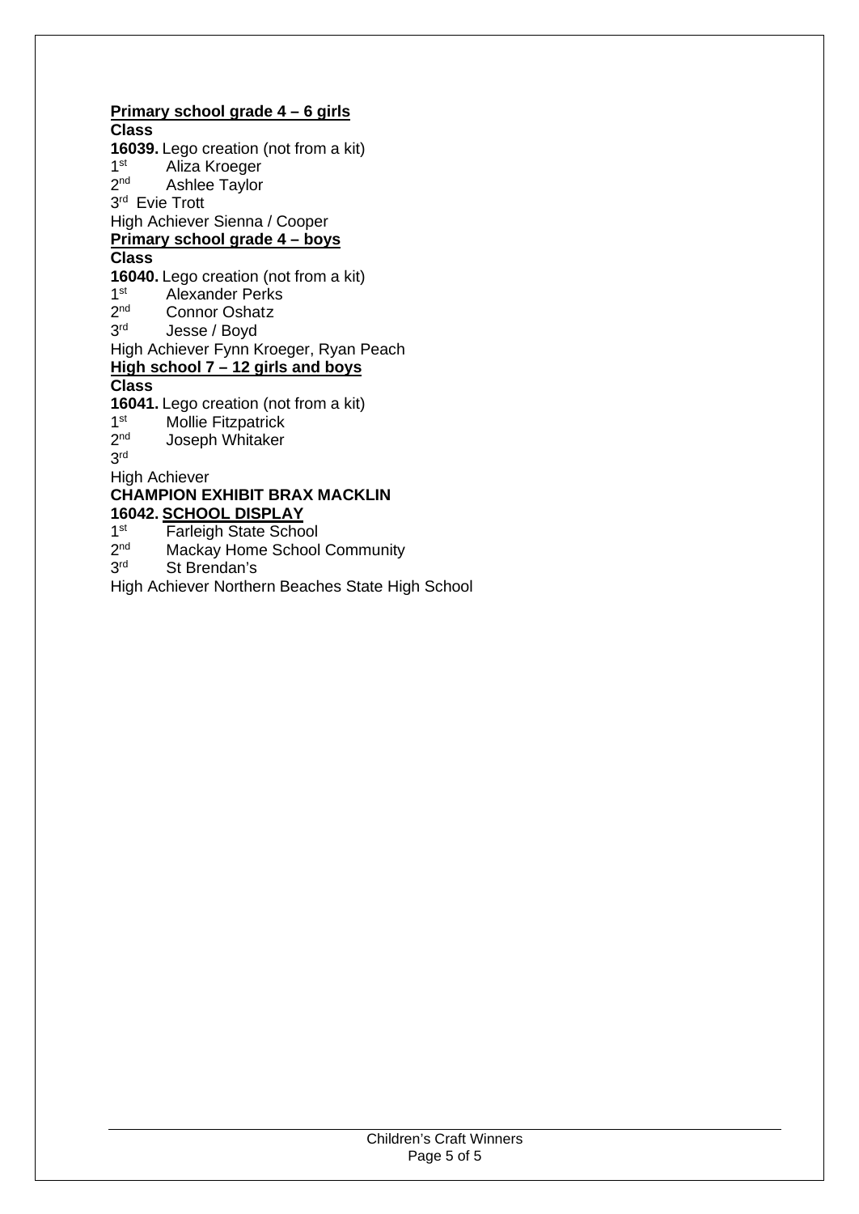**<u>Primary school grade 4 – 6 girls</u>**

**Class**

**16039.** Lego creation (not from a kit)

1st Aliza Kroeger

2nd Ashlee Taylor

3rd Evie Trott

High Achiever Sienna / Cooper

**<u>Primary school grade 4 – boys</u>**

**Class**

**16040.** Lego creation (not from a kit)

1st Alexander Perks

2nd Connor Oshatz

3rd Jesse / Boyd

High Achiever Fynn Kroeger, Ryan Peach

**<u>High school 7 – 12 girls and boys</u>**

**Class**

**16041.** Lego creation (not from a kit)

1st Mollie Fitzpatrick

2nd Joseph Whitaker

3rd

High Achiever

**CHAMPION EXHIBIT BRAX MACKLIN**

**16042. <u>SCHOOL DISPLAY</u>**

1st Farleigh State School

2nd Mackay Home School Community

3rd St Brendan's

High Achiever Northern Beaches State High School